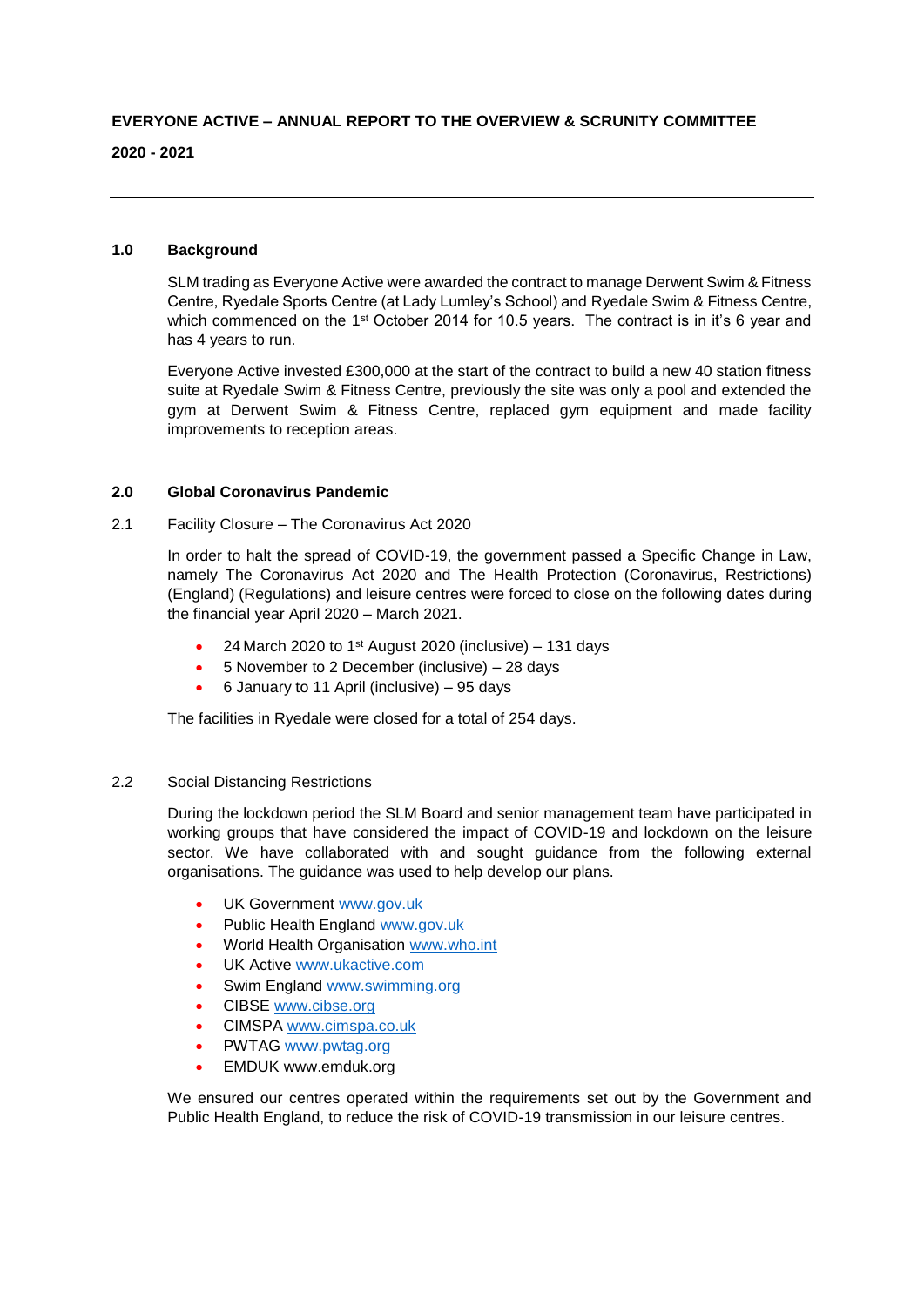**EVERYONE ACTIVE – ANNUAL REPORT TO THE OVERVIEW & SCRUNITY COMMITTEE**

**2020 - 2021**

---

## 1.0 Background

SLM trading as Everyone Active were awarded the contract to manage Derwent Swim & Fitness Centre, Ryedale Sports Centre (at Lady Lumley's School) and Ryedale Swim & Fitness Centre, which commenced on the 1st October 2014 for 10.5 years. The contract is in it's 6 year and has 4 years to run.

Everyone Active invested £300,000 at the start of the contract to build a new 40 station fitness suite at Ryedale Swim & Fitness Centre, previously the site was only a pool and extended the gym at Derwent Swim & Fitness Centre, replaced gym equipment and made facility improvements to reception areas.

## 2.0 Global Coronavirus Pandemic

2.1 Facility Closure – The Coronavirus Act 2020

In order to halt the spread of COVID-19, the government passed a Specific Change in Law, namely The Coronavirus Act 2020 and The Health Protection (Coronavirus, Restrictions) (England) (Regulations) and leisure centres were forced to close on the following dates during the financial year April 2020 – March 2021.

- 24 March 2020 to 1st August 2020 (inclusive) – 131 days
- 5 November to 2 December (inclusive) – 28 days
- 6 January to 11 April (inclusive) – 95 days

The facilities in Ryedale were closed for a total of 254 days.

2.2 Social Distancing Restrictions

During the lockdown period the SLM Board and senior management team have participated in working groups that have considered the impact of COVID-19 and lockdown on the leisure sector. We have collaborated with and sought guidance from the following external organisations. The guidance was used to help develop our plans.

- UK Government www.gov.uk
- Public Health England www.gov.uk
- World Health Organisation www.who.int
- UK Active www.ukactive.com
- Swim England www.swimming.org
- CIBSE www.cibse.org
- CIMSPA www.cimspa.co.uk
- PWTAG www.pwtag.org
- EMDUK www.emduk.org

We ensured our centres operated within the requirements set out by the Government and Public Health England, to reduce the risk of COVID-19 transmission in our leisure centres.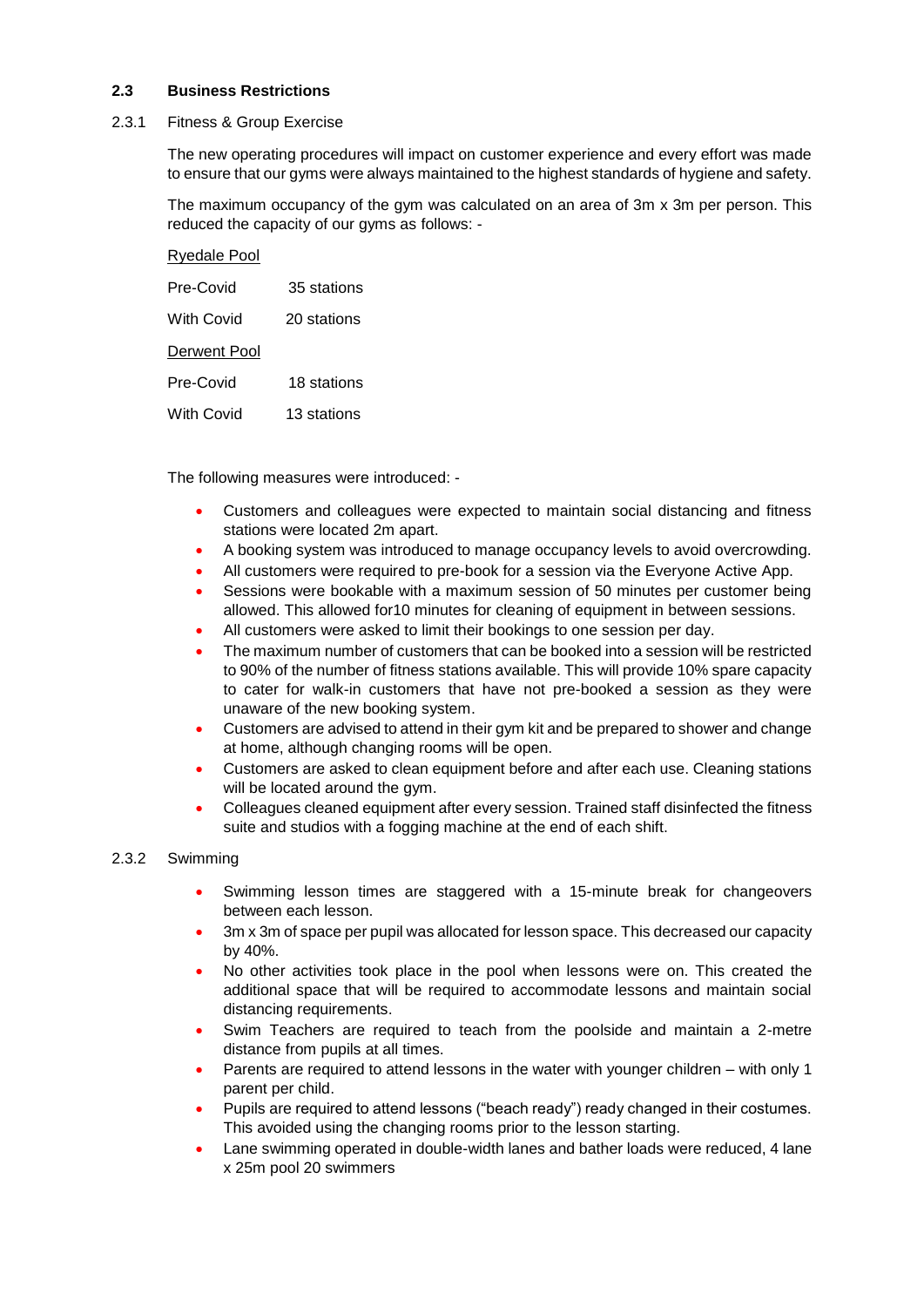### 2.3 Business Restrictions

#### 2.3.1 Fitness & Group Exercise

The new operating procedures will impact on customer experience and every effort was made to ensure that our gyms were always maintained to the highest standards of hygiene and safety.

The maximum occupancy of the gym was calculated on an area of 3m x 3m per person. This reduced the capacity of our gyms as follows: -

<u>Ryedale Pool</u>

Pre-Covid 35 stations

With Covid 20 stations

<u>Derwent Pool</u>

Pre-Covid 18 stations

With Covid 13 stations

The following measures were introduced: -

- Customers and colleagues were expected to maintain social distancing and fitness stations were located 2m apart.
- A booking system was introduced to manage occupancy levels to avoid overcrowding.
- All customers were required to pre-book for a session via the Everyone Active App.
- Sessions were bookable with a maximum session of 50 minutes per customer being allowed. This allowed for10 minutes for cleaning of equipment in between sessions.
- All customers were asked to limit their bookings to one session per day.
- The maximum number of customers that can be booked into a session will be restricted to 90% of the number of fitness stations available. This will provide 10% spare capacity to cater for walk-in customers that have not pre-booked a session as they were unaware of the new booking system.
- Customers are advised to attend in their gym kit and be prepared to shower and change at home, although changing rooms will be open.
- Customers are asked to clean equipment before and after each use. Cleaning stations will be located around the gym.
- Colleagues cleaned equipment after every session. Trained staff disinfected the fitness suite and studios with a fogging machine at the end of each shift.

#### 2.3.2 Swimming

- Swimming lesson times are staggered with a 15-minute break for changeovers between each lesson.
- 3m x 3m of space per pupil was allocated for lesson space. This decreased our capacity by 40%.
- No other activities took place in the pool when lessons were on. This created the additional space that will be required to accommodate lessons and maintain social distancing requirements.
- Swim Teachers are required to teach from the poolside and maintain a 2-metre distance from pupils at all times.
- Parents are required to attend lessons in the water with younger children – with only 1 parent per child.
- Pupils are required to attend lessons ("beach ready") ready changed in their costumes. This avoided using the changing rooms prior to the lesson starting.
- Lane swimming operated in double-width lanes and bather loads were reduced, 4 lane x 25m pool 20 swimmers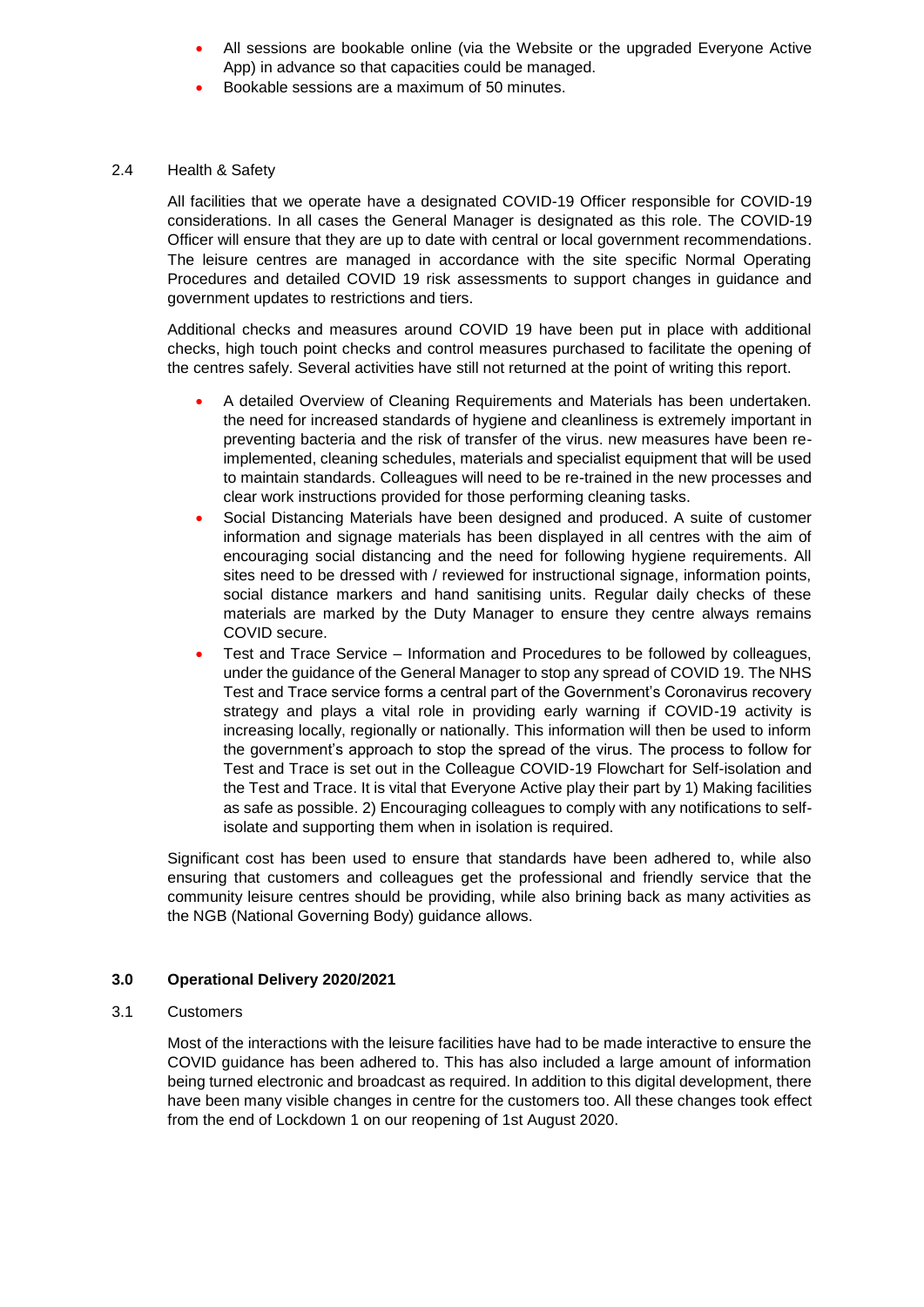- All sessions are bookable online (via the Website or the upgraded Everyone Active App) in advance so that capacities could be managed.
- Bookable sessions are a maximum of 50 minutes.

2.4 Health & Safety

All facilities that we operate have a designated COVID-19 Officer responsible for COVID-19 considerations. In all cases the General Manager is designated as this role. The COVID-19 Officer will ensure that they are up to date with central or local government recommendations. The leisure centres are managed in accordance with the site specific Normal Operating Procedures and detailed COVID 19 risk assessments to support changes in guidance and government updates to restrictions and tiers.

Additional checks and measures around COVID 19 have been put in place with additional checks, high touch point checks and control measures purchased to facilitate the opening of the centres safely. Several activities have still not returned at the point of writing this report.

- A detailed Overview of Cleaning Requirements and Materials has been undertaken. the need for increased standards of hygiene and cleanliness is extremely important in preventing bacteria and the risk of transfer of the virus. new measures have been re-implemented, cleaning schedules, materials and specialist equipment that will be used to maintain standards. Colleagues will need to be re-trained in the new processes and clear work instructions provided for those performing cleaning tasks.
- Social Distancing Materials have been designed and produced. A suite of customer information and signage materials has been displayed in all centres with the aim of encouraging social distancing and the need for following hygiene requirements. All sites need to be dressed with / reviewed for instructional signage, information points, social distance markers and hand sanitising units. Regular daily checks of these materials are marked by the Duty Manager to ensure they centre always remains COVID secure.
- Test and Trace Service – Information and Procedures to be followed by colleagues, under the guidance of the General Manager to stop any spread of COVID 19. The NHS Test and Trace service forms a central part of the Government's Coronavirus recovery strategy and plays a vital role in providing early warning if COVID-19 activity is increasing locally, regionally or nationally. This information will then be used to inform the government's approach to stop the spread of the virus. The process to follow for Test and Trace is set out in the Colleague COVID-19 Flowchart for Self-isolation and the Test and Trace. It is vital that Everyone Active play their part by 1) Making facilities as safe as possible. 2) Encouraging colleagues to comply with any notifications to self-isolate and supporting them when in isolation is required.

Significant cost has been used to ensure that standards have been adhered to, while also ensuring that customers and colleagues get the professional and friendly service that the community leisure centres should be providing, while also brining back as many activities as the NGB (National Governing Body) guidance allows.

## 3.0 Operational Delivery 2020/2021

3.1 Customers

Most of the interactions with the leisure facilities have had to be made interactive to ensure the COVID guidance has been adhered to. This has also included a large amount of information being turned electronic and broadcast as required. In addition to this digital development, there have been many visible changes in centre for the customers too. All these changes took effect from the end of Lockdown 1 on our reopening of 1st August 2020.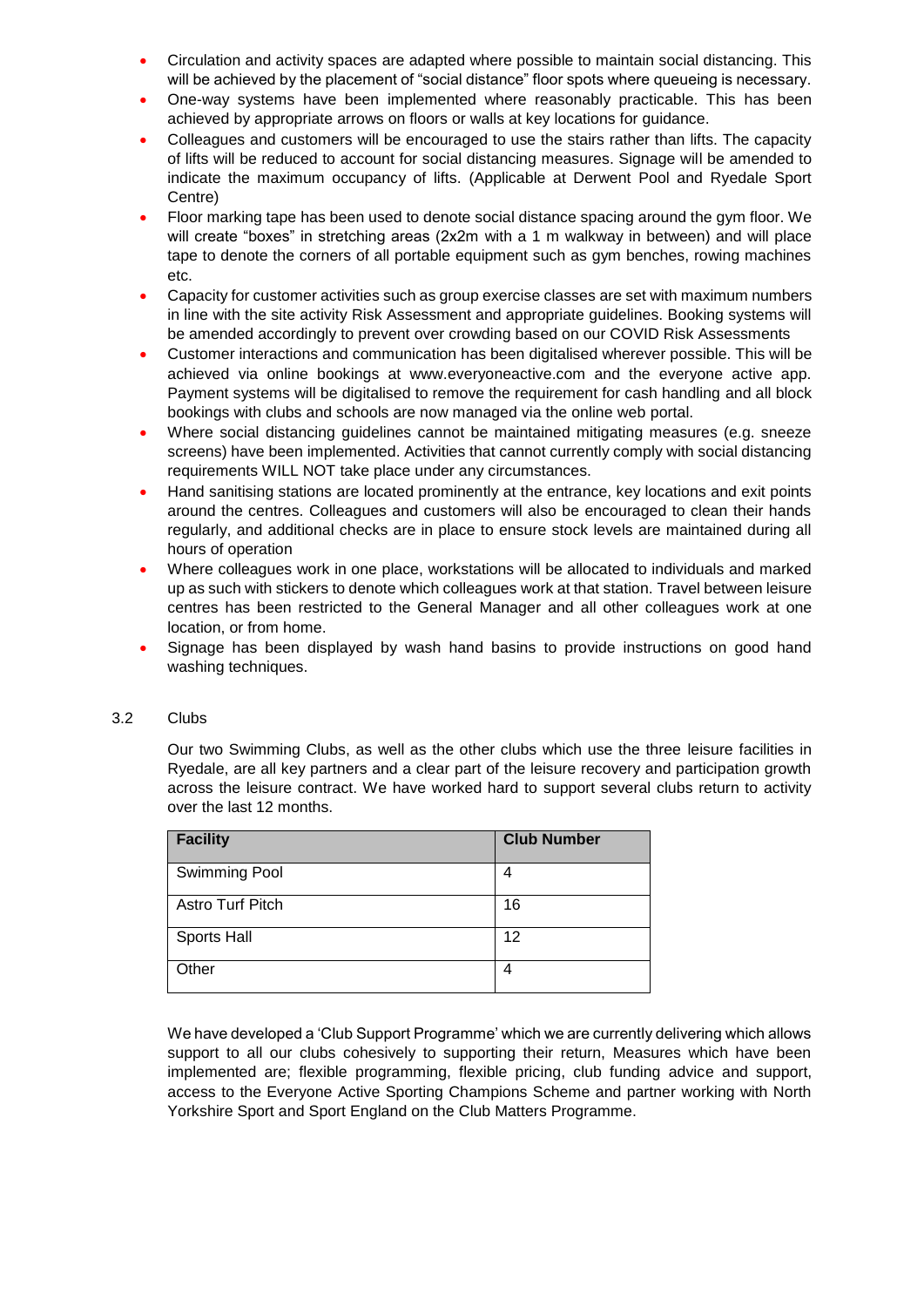- Circulation and activity spaces are adapted where possible to maintain social distancing. This will be achieved by the placement of "social distance" floor spots where queueing is necessary.
- One-way systems have been implemented where reasonably practicable. This has been achieved by appropriate arrows on floors or walls at key locations for guidance.
- Colleagues and customers will be encouraged to use the stairs rather than lifts. The capacity of lifts will be reduced to account for social distancing measures. Signage will be amended to indicate the maximum occupancy of lifts. (Applicable at Derwent Pool and Ryedale Sport Centre)
- Floor marking tape has been used to denote social distance spacing around the gym floor. We will create "boxes" in stretching areas (2x2m with a 1 m walkway in between) and will place tape to denote the corners of all portable equipment such as gym benches, rowing machines etc.
- Capacity for customer activities such as group exercise classes are set with maximum numbers in line with the site activity Risk Assessment and appropriate guidelines. Booking systems will be amended accordingly to prevent over crowding based on our COVID Risk Assessments
- Customer interactions and communication has been digitalised wherever possible. This will be achieved via online bookings at www.everyoneactive.com and the everyone active app. Payment systems will be digitalised to remove the requirement for cash handling and all block bookings with clubs and schools are now managed via the online web portal.
- Where social distancing guidelines cannot be maintained mitigating measures (e.g. sneeze screens) have been implemented. Activities that cannot currently comply with social distancing requirements WILL NOT take place under any circumstances.
- Hand sanitising stations are located prominently at the entrance, key locations and exit points around the centres. Colleagues and customers will also be encouraged to clean their hands regularly, and additional checks are in place to ensure stock levels are maintained during all hours of operation
- Where colleagues work in one place, workstations will be allocated to individuals and marked up as such with stickers to denote which colleagues work at that station. Travel between leisure centres has been restricted to the General Manager and all other colleagues work at one location, or from home.
- Signage has been displayed by wash hand basins to provide instructions on good hand washing techniques.

3.2 Clubs

Our two Swimming Clubs, as well as the other clubs which use the three leisure facilities in Ryedale, are all key partners and a clear part of the leisure recovery and participation growth across the leisure contract. We have worked hard to support several clubs return to activity over the last 12 months.

| Facility | Club Number |
| --- | --- |
| Swimming Pool | 4 |
| Astro Turf Pitch | 16 |
| Sports Hall | 12 |
| Other | 4 |

We have developed a 'Club Support Programme' which we are currently delivering which allows support to all our clubs cohesively to supporting their return, Measures which have been implemented are; flexible programming, flexible pricing, club funding advice and support, access to the Everyone Active Sporting Champions Scheme and partner working with North Yorkshire Sport and Sport England on the Club Matters Programme.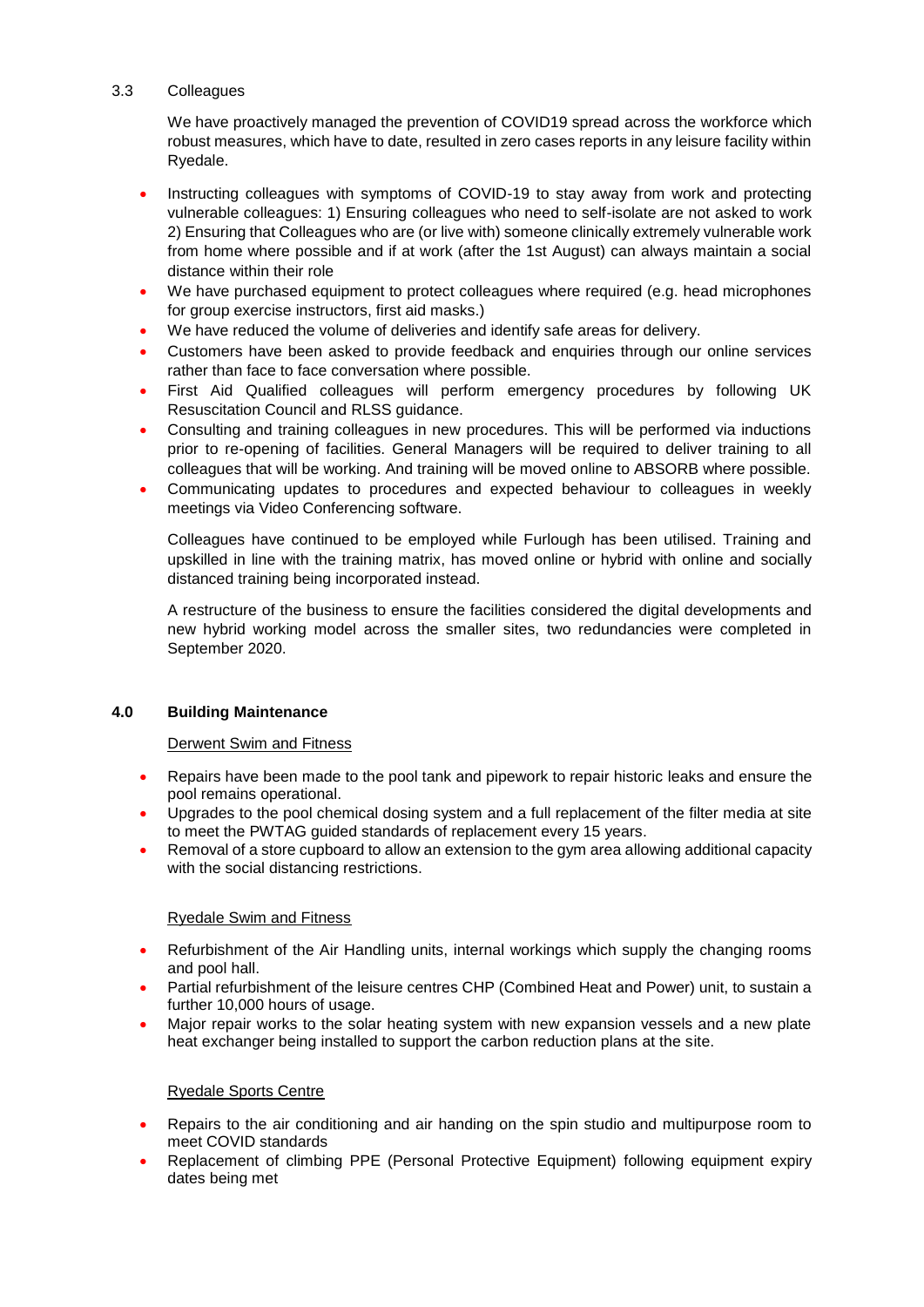### 3.3 Colleagues

We have proactively managed the prevention of COVID19 spread across the workforce which robust measures, which have to date, resulted in zero cases reports in any leisure facility within Ryedale.

- Instructing colleagues with symptoms of COVID-19 to stay away from work and protecting vulnerable colleagues: 1) Ensuring colleagues who need to self-isolate are not asked to work 2) Ensuring that Colleagues who are (or live with) someone clinically extremely vulnerable work from home where possible and if at work (after the 1st August) can always maintain a social distance within their role
- We have purchased equipment to protect colleagues where required (e.g. head microphones for group exercise instructors, first aid masks.)
- We have reduced the volume of deliveries and identify safe areas for delivery.
- Customers have been asked to provide feedback and enquiries through our online services rather than face to face conversation where possible.
- First Aid Qualified colleagues will perform emergency procedures by following UK Resuscitation Council and RLSS guidance.
- Consulting and training colleagues in new procedures. This will be performed via inductions prior to re-opening of facilities. General Managers will be required to deliver training to all colleagues that will be working. And training will be moved online to ABSORB where possible.
- Communicating updates to procedures and expected behaviour to colleagues in weekly meetings via Video Conferencing software.

Colleagues have continued to be employed while Furlough has been utilised. Training and upskilled in line with the training matrix, has moved online or hybrid with online and socially distanced training being incorporated instead.

A restructure of the business to ensure the facilities considered the digital developments and new hybrid working model across the smaller sites, two redundancies were completed in September 2020.

## 4.0 Building Maintenance

Derwent Swim and Fitness

- Repairs have been made to the pool tank and pipework to repair historic leaks and ensure the pool remains operational.
- Upgrades to the pool chemical dosing system and a full replacement of the filter media at site to meet the PWTAG guided standards of replacement every 15 years.
- Removal of a store cupboard to allow an extension to the gym area allowing additional capacity with the social distancing restrictions.

Ryedale Swim and Fitness

- Refurbishment of the Air Handling units, internal workings which supply the changing rooms and pool hall.
- Partial refurbishment of the leisure centres CHP (Combined Heat and Power) unit, to sustain a further 10,000 hours of usage.
- Major repair works to the solar heating system with new expansion vessels and a new plate heat exchanger being installed to support the carbon reduction plans at the site.

Ryedale Sports Centre

- Repairs to the air conditioning and air handing on the spin studio and multipurpose room to meet COVID standards
- Replacement of climbing PPE (Personal Protective Equipment) following equipment expiry dates being met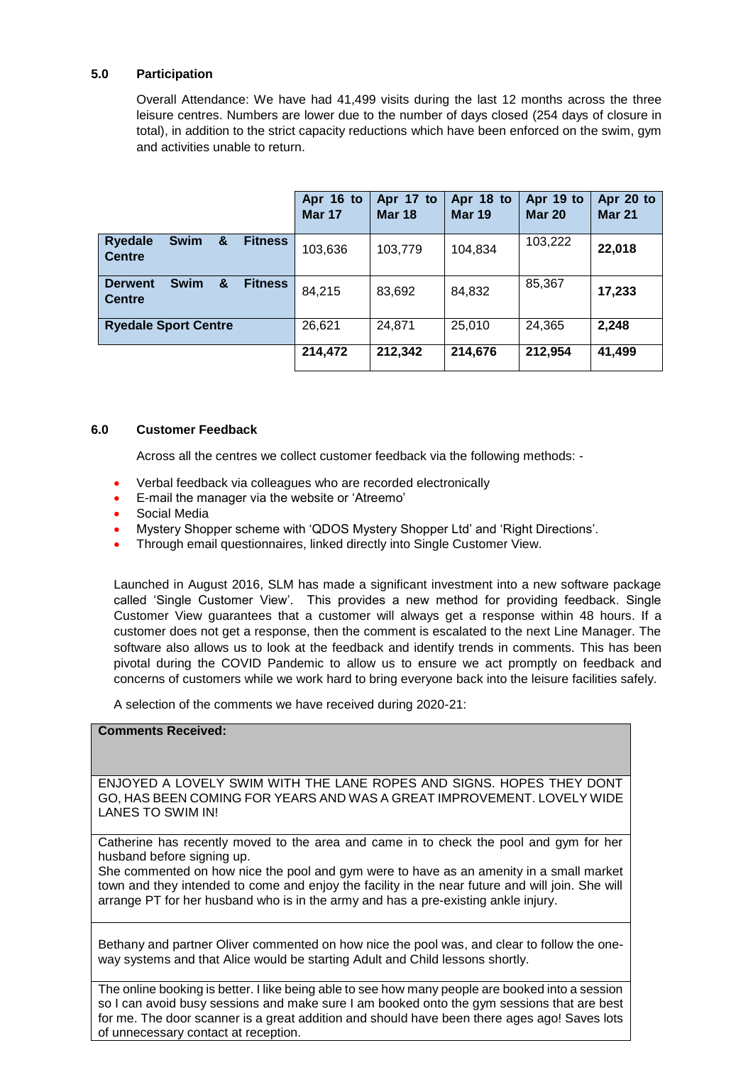## 5.0 Participation

Overall Attendance: We have had 41,499 visits during the last 12 months across the three leisure centres. Numbers are lower due to the number of days closed (254 days of closure in total), in addition to the strict capacity reductions which have been enforced on the swim, gym and activities unable to return.

| | Apr 16 to Mar 17 | Apr 17 to Mar 18 | Apr 18 to Mar 19 | Apr 19 to Mar 20 | Apr 20 to Mar 21 |
|---|---|---|---|---|---|
| **Ryedale Swim & Fitness Centre** | 103,636 | 103,779 | 104,834 | 103,222 | **22,018** |
| **Derwent Swim & Fitness Centre** | 84,215 | 83,692 | 84,832 | 85,367 | **17,233** |
| **Ryedale Sport Centre** | 26,621 | 24,871 | 25,010 | 24,365 | **2,248** |
| | **214,472** | **212,342** | **214,676** | **212,954** | **41,499** |

## 6.0 Customer Feedback

Across all the centres we collect customer feedback via the following methods: -

- Verbal feedback via colleagues who are recorded electronically
- E-mail the manager via the website or 'Atreemo'
- Social Media
- Mystery Shopper scheme with 'QDOS Mystery Shopper Ltd' and 'Right Directions'.
- Through email questionnaires, linked directly into Single Customer View.

Launched in August 2016, SLM has made a significant investment into a new software package called 'Single Customer View'. This provides a new method for providing feedback. Single Customer View guarantees that a customer will always get a response within 48 hours. If a customer does not get a response, then the comment is escalated to the next Line Manager. The software also allows us to look at the feedback and identify trends in comments. This has been pivotal during the COVID Pandemic to allow us to ensure we act promptly on feedback and concerns of customers while we work hard to bring everyone back into the leisure facilities safely.

A selection of the comments we have received during 2020-21:

| **Comments Received:** |
|---|
| ENJOYED A LOVELY SWIM WITH THE LANE ROPES AND SIGNS. HOPES THEY DONT GO, HAS BEEN COMING FOR YEARS AND WAS A GREAT IMPROVEMENT. LOVELY WIDE LANES TO SWIM IN! |
| Catherine has recently moved to the area and came in to check the pool and gym for her husband before signing up. She commented on how nice the pool and gym were to have as an amenity in a small market town and they intended to come and enjoy the facility in the near future and will join. She will arrange PT for her husband who is in the army and has a pre-existing ankle injury. |
| Bethany and partner Oliver commented on how nice the pool was, and clear to follow the one-way systems and that Alice would be starting Adult and Child lessons shortly. |
| The online booking is better. I like being able to see how many people are booked into a session so I can avoid busy sessions and make sure I am booked onto the gym sessions that are best for me. The door scanner is a great addition and should have been there ages ago! Saves lots of unnecessary contact at reception. |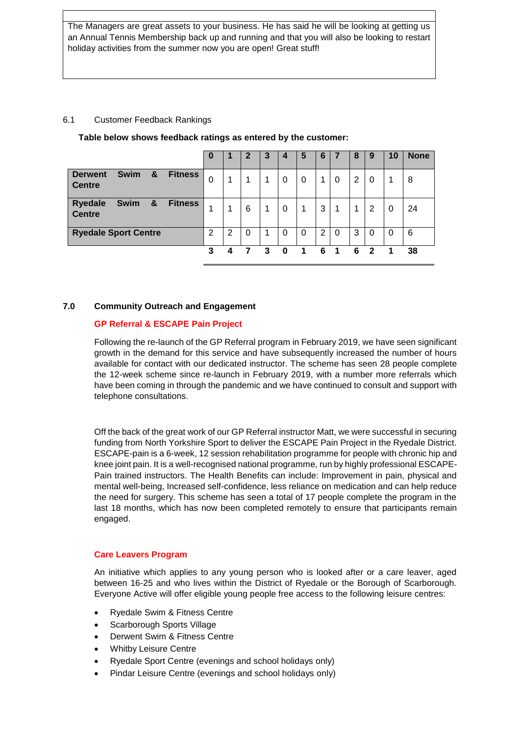The Managers are great assets to your business. He has said he will be looking at getting us an Annual Tennis Membership back up and running and that you will also be looking to restart holiday activities from the summer now you are open! Great stuff!

6.1 Customer Feedback Rankings

**Table below shows feedback ratings as entered by the customer:**

| | 0 | 1 | 2 | 3 | 4 | 5 | 6 | 7 | 8 | 9 | 10 | None |
|---|---|---|---|---|---|---|---|---|---|---|---|---|
| **Derwent Swim & Fitness Centre** | 0 | 1 | 1 | 1 | 0 | 0 | 1 | 0 | 2 | 0 | 1 | 8 |
| **Ryedale Swim & Fitness Centre** | 1 | 1 | 6 | 1 | 0 | 1 | 3 | 1 | 1 | 2 | 0 | 24 |
| **Ryedale Sport Centre** | 2 | 2 | 0 | 1 | 0 | 0 | 2 | 0 | 3 | 0 | 0 | 6 |
| | **3** | **4** | **7** | **3** | **0** | **1** | **6** | **1** | **6** | **2** | **1** | **38** |

## 7.0 Community Outreach and Engagement

### GP Referral & ESCAPE Pain Project

Following the re-launch of the GP Referral program in February 2019, we have seen significant growth in the demand for this service and have subsequently increased the number of hours available for contact with our dedicated instructor. The scheme has seen 28 people complete the 12-week scheme since re-launch in February 2019, with a number more referrals which have been coming in through the pandemic and we have continued to consult and support with telephone consultations.

Off the back of the great work of our GP Referral instructor Matt, we were successful in securing funding from North Yorkshire Sport to deliver the ESCAPE Pain Project in the Ryedale District. ESCAPE-pain is a 6-week, 12 session rehabilitation programme for people with chronic hip and knee joint pain. It is a well-recognised national programme, run by highly professional ESCAPE-Pain trained instructors. The Health Benefits can include: Improvement in pain, physical and mental well-being, Increased self-confidence, less reliance on medication and can help reduce the need for surgery. This scheme has seen a total of 17 people complete the program in the last 18 months, which has now been completed remotely to ensure that participants remain engaged.

### Care Leavers Program

An initiative which applies to any young person who is looked after or a care leaver, aged between 16-25 and who lives within the District of Ryedale or the Borough of Scarborough. Everyone Active will offer eligible young people free access to the following leisure centres:

- Ryedale Swim & Fitness Centre
- Scarborough Sports Village
- Derwent Swim & Fitness Centre
- Whitby Leisure Centre
- Ryedale Sport Centre (evenings and school holidays only)
- Pindar Leisure Centre (evenings and school holidays only)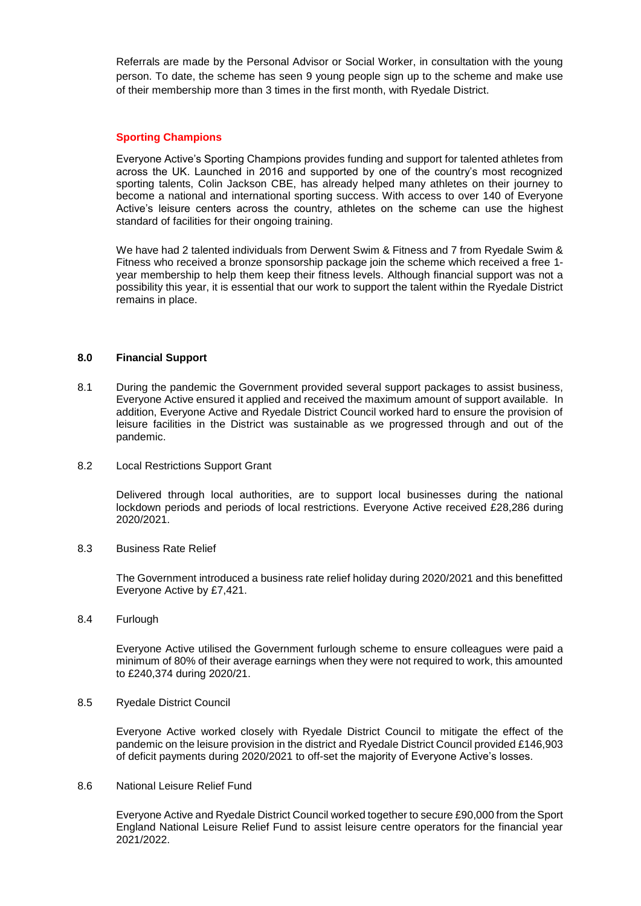Referrals are made by the Personal Advisor or Social Worker, in consultation with the young person. To date, the scheme has seen 9 young people sign up to the scheme and make use of their membership more than 3 times in the first month, with Ryedale District.

**Sporting Champions**

Everyone Active's Sporting Champions provides funding and support for talented athletes from across the UK. Launched in 2016 and supported by one of the country's most recognized sporting talents, Colin Jackson CBE, has already helped many athletes on their journey to become a national and international sporting success. With access to over 140 of Everyone Active's leisure centers across the country, athletes on the scheme can use the highest standard of facilities for their ongoing training.

We have had 2 talented individuals from Derwent Swim & Fitness and 7 from Ryedale Swim & Fitness who received a bronze sponsorship package join the scheme which received a free 1-year membership to help them keep their fitness levels. Although financial support was not a possibility this year, it is essential that our work to support the talent within the Ryedale District remains in place.

## 8.0 Financial Support

8.1 During the pandemic the Government provided several support packages to assist business, Everyone Active ensured it applied and received the maximum amount of support available. In addition, Everyone Active and Ryedale District Council worked hard to ensure the provision of leisure facilities in the District was sustainable as we progressed through and out of the pandemic.

8.2 Local Restrictions Support Grant

Delivered through local authorities, are to support local businesses during the national lockdown periods and periods of local restrictions. Everyone Active received £28,286 during 2020/2021.

8.3 Business Rate Relief

The Government introduced a business rate relief holiday during 2020/2021 and this benefitted Everyone Active by £7,421.

8.4 Furlough

Everyone Active utilised the Government furlough scheme to ensure colleagues were paid a minimum of 80% of their average earnings when they were not required to work, this amounted to £240,374 during 2020/21.

8.5 Ryedale District Council

Everyone Active worked closely with Ryedale District Council to mitigate the effect of the pandemic on the leisure provision in the district and Ryedale District Council provided £146,903 of deficit payments during 2020/2021 to off-set the majority of Everyone Active's losses.

8.6 National Leisure Relief Fund

Everyone Active and Ryedale District Council worked together to secure £90,000 from the Sport England National Leisure Relief Fund to assist leisure centre operators for the financial year 2021/2022.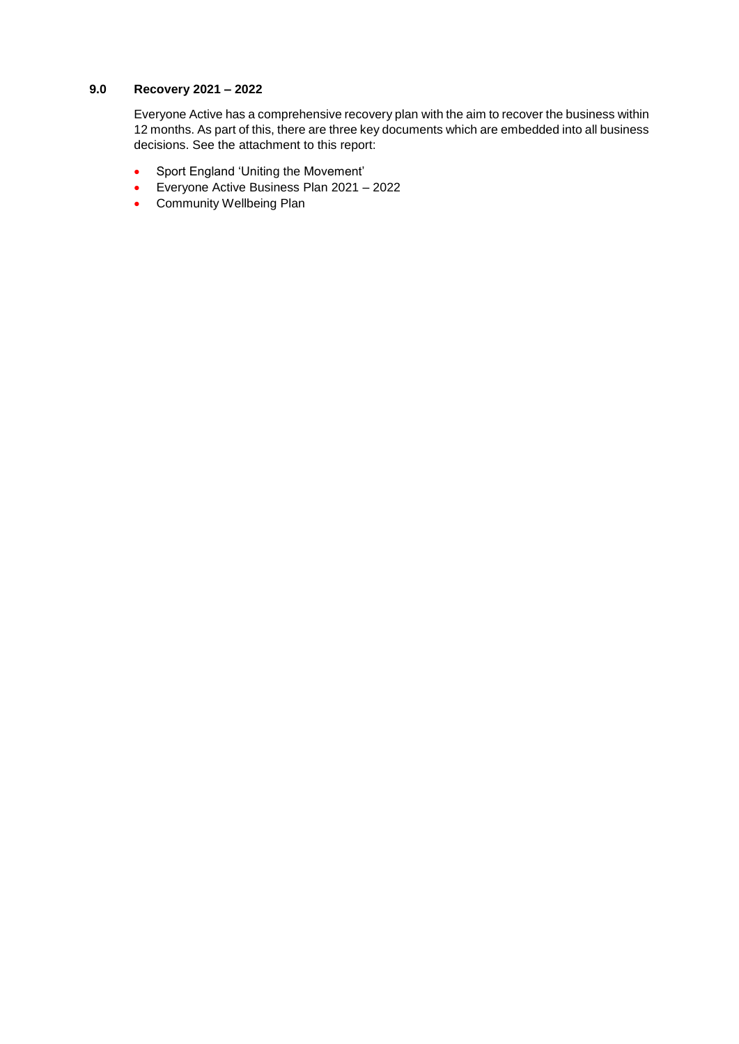## 9.0 Recovery 2021 – 2022

Everyone Active has a comprehensive recovery plan with the aim to recover the business within 12 months. As part of this, there are three key documents which are embedded into all business decisions. See the attachment to this report:

- Sport England 'Uniting the Movement'
- Everyone Active Business Plan 2021 – 2022
- Community Wellbeing Plan